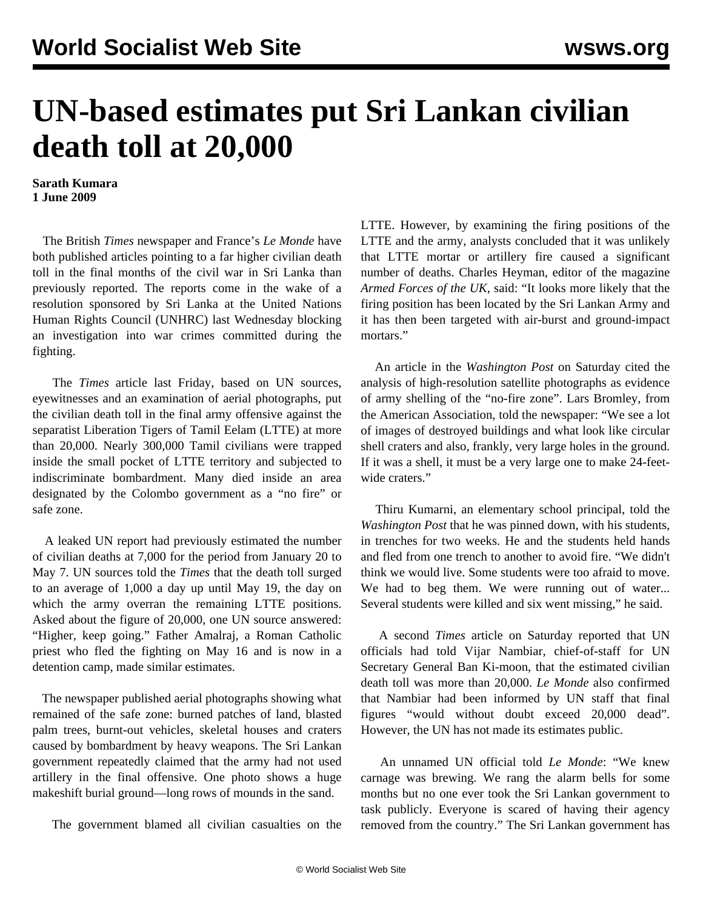# UN-based estimates put Sri Lankan civilian death toll at 20,000

**Sarath Kumara**
**1 June 2009**

The British *Times* newspaper and France's *Le Monde* have both published articles pointing to a far higher civilian death toll in the final months of the civil war in Sri Lanka than previously reported. The reports come in the wake of a resolution sponsored by Sri Lanka at the United Nations Human Rights Council (UNHRC) last Wednesday blocking an investigation into war crimes committed during the fighting.

The *Times* article last Friday, based on UN sources, eyewitnesses and an examination of aerial photographs, put the civilian death toll in the final army offensive against the separatist Liberation Tigers of Tamil Eelam (LTTE) at more than 20,000. Nearly 300,000 Tamil civilians were trapped inside the small pocket of LTTE territory and subjected to indiscriminate bombardment. Many died inside an area designated by the Colombo government as a "no fire" or safe zone.

A leaked UN report had previously estimated the number of civilian deaths at 7,000 for the period from January 20 to May 7. UN sources told the *Times* that the death toll surged to an average of 1,000 a day up until May 19, the day on which the army overran the remaining LTTE positions. Asked about the figure of 20,000, one UN source answered: "Higher, keep going." Father Amalraj, a Roman Catholic priest who fled the fighting on May 16 and is now in a detention camp, made similar estimates.

The newspaper published aerial photographs showing what remained of the safe zone: burned patches of land, blasted palm trees, burnt-out vehicles, skeletal houses and craters caused by bombardment by heavy weapons. The Sri Lankan government repeatedly claimed that the army had not used artillery in the final offensive. One photo shows a huge makeshift burial ground—long rows of mounds in the sand.

The government blamed all civilian casualties on the LTTE. However, by examining the firing positions of the LTTE and the army, analysts concluded that it was unlikely that LTTE mortar or artillery fire caused a significant number of deaths. Charles Heyman, editor of the magazine *Armed Forces of the UK*, said: "It looks more likely that the firing position has been located by the Sri Lankan Army and it has then been targeted with air-burst and ground-impact mortars."

An article in the *Washington Post* on Saturday cited the analysis of high-resolution satellite photographs as evidence of army shelling of the "no-fire zone". Lars Bromley, from the American Association, told the newspaper: "We see a lot of images of destroyed buildings and what look like circular shell craters and also, frankly, very large holes in the ground. If it was a shell, it must be a very large one to make 24-feet-wide craters."

Thiru Kumarni, an elementary school principal, told the *Washington Post* that he was pinned down, with his students, in trenches for two weeks. He and the students held hands and fled from one trench to another to avoid fire. "We didn't think we would live. Some students were too afraid to move. We had to beg them. We were running out of water... Several students were killed and six went missing," he said.

A second *Times* article on Saturday reported that UN officials had told Vijar Nambiar, chief-of-staff for UN Secretary General Ban Ki-moon, that the estimated civilian death toll was more than 20,000. *Le Monde* also confirmed that Nambiar had been informed by UN staff that final figures "would without doubt exceed 20,000 dead". However, the UN has not made its estimates public.

An unnamed UN official told *Le Monde*: "We knew carnage was brewing. We rang the alarm bells for some months but no one ever took the Sri Lankan government to task publicly. Everyone is scared of having their agency removed from the country." The Sri Lankan government has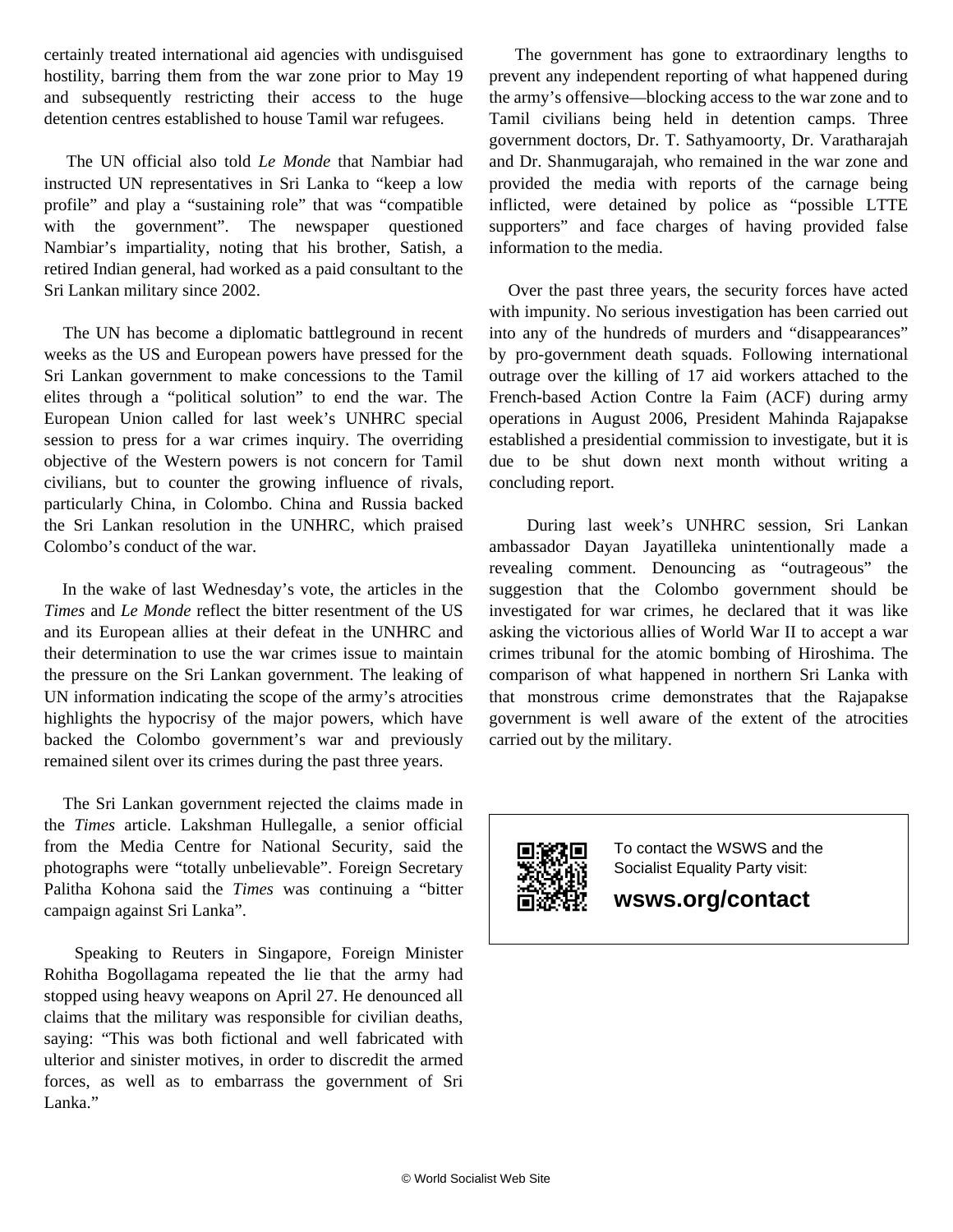certainly treated international aid agencies with undisguised hostility, barring them from the war zone prior to May 19 and subsequently restricting their access to the huge detention centres established to house Tamil war refugees.

The UN official also told *Le Monde* that Nambiar had instructed UN representatives in Sri Lanka to "keep a low profile" and play a "sustaining role" that was "compatible with the government". The newspaper questioned Nambiar's impartiality, noting that his brother, Satish, a retired Indian general, had worked as a paid consultant to the Sri Lankan military since 2002.

The UN has become a diplomatic battleground in recent weeks as the US and European powers have pressed for the Sri Lankan government to make concessions to the Tamil elites through a "political solution" to end the war. The European Union called for last week's UNHRC special session to press for a war crimes inquiry. The overriding objective of the Western powers is not concern for Tamil civilians, but to counter the growing influence of rivals, particularly China, in Colombo. China and Russia backed the Sri Lankan resolution in the UNHRC, which praised Colombo's conduct of the war.

In the wake of last Wednesday's vote, the articles in the *Times* and *Le Monde* reflect the bitter resentment of the US and its European allies at their defeat in the UNHRC and their determination to use the war crimes issue to maintain the pressure on the Sri Lankan government. The leaking of UN information indicating the scope of the army's atrocities highlights the hypocrisy of the major powers, which have backed the Colombo government's war and previously remained silent over its crimes during the past three years.

The Sri Lankan government rejected the claims made in the *Times* article. Lakshman Hullegalle, a senior official from the Media Centre for National Security, said the photographs were "totally unbelievable". Foreign Secretary Palitha Kohona said the *Times* was continuing a "bitter campaign against Sri Lanka".

Speaking to Reuters in Singapore, Foreign Minister Rohitha Bogollagama repeated the lie that the army had stopped using heavy weapons on April 27. He denounced all claims that the military was responsible for civilian deaths, saying: "This was both fictional and well fabricated with ulterior and sinister motives, in order to discredit the armed forces, as well as to embarrass the government of Sri Lanka."

The government has gone to extraordinary lengths to prevent any independent reporting of what happened during the army's offensive—blocking access to the war zone and to Tamil civilians being held in detention camps. Three government doctors, Dr. T. Sathyamoorty, Dr. Varatharajah and Dr. Shanmugarajah, who remained in the war zone and provided the media with reports of the carnage being inflicted, were detained by police as "possible LTTE supporters" and face charges of having provided false information to the media.

Over the past three years, the security forces have acted with impunity. No serious investigation has been carried out into any of the hundreds of murders and "disappearances" by pro-government death squads. Following international outrage over the killing of 17 aid workers attached to the French-based Action Contre la Faim (ACF) during army operations in August 2006, President Mahinda Rajapakse established a presidential commission to investigate, but it is due to be shut down next month without writing a concluding report.

During last week's UNHRC session, Sri Lankan ambassador Dayan Jayatilleka unintentionally made a revealing comment. Denouncing as "outrageous" the suggestion that the Colombo government should be investigated for war crimes, he declared that it was like asking the victorious allies of World War II to accept a war crimes tribunal for the atomic bombing of Hiroshima. The comparison of what happened in northern Sri Lanka with that monstrous crime demonstrates that the Rajapakse government is well aware of the extent of the atrocities carried out by the military.

To contact the WSWS and the Socialist Equality Party visit:

**wsws.org/contact**